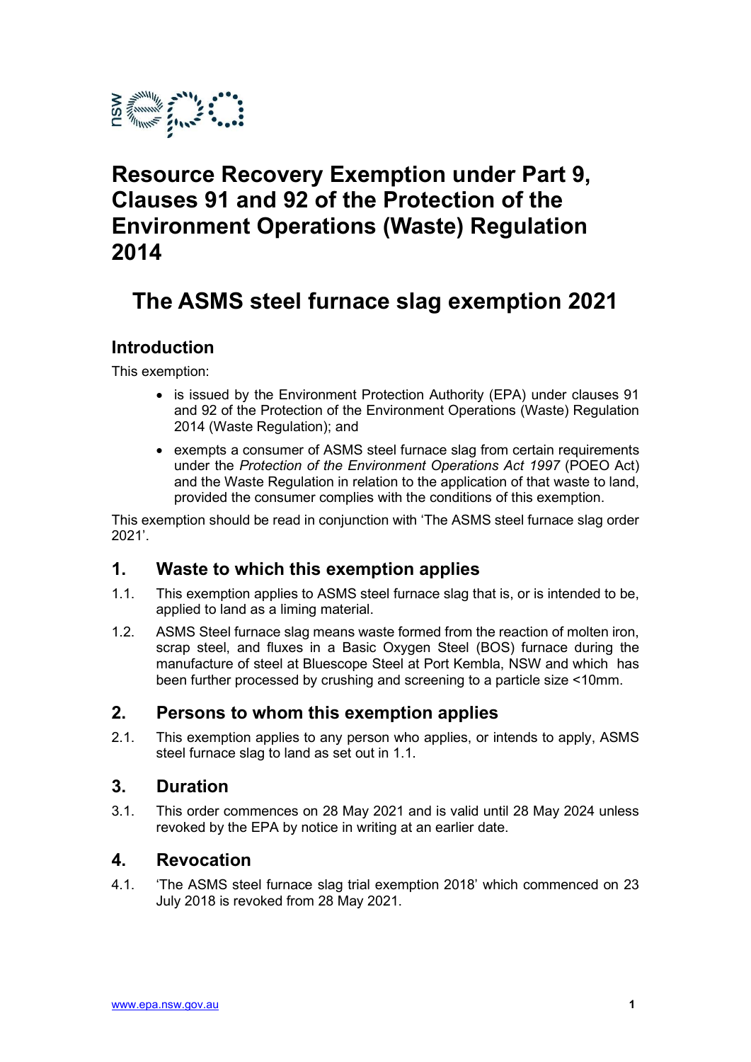# Resource Recovery Exemption under Part 9, Clauses 91 and 92 of the Protection of the Environment Operations (Waste) Regulation 2014

## The ASMS steel furnace slag exemption 2021

### Introduction

This exemption:

- is issued by the Environment Protection Authority (EPA) under clauses 91 and 92 of the Protection of the Environment Operations (Waste) Regulation 2014 (Waste Regulation); and
- exempts a consumer of ASMS steel furnace slag from certain requirements under the *Protection of the Environment Operations Act 1997* (POEO Act) and the Waste Regulation in relation to the application of that waste to land, provided the consumer complies with the conditions of this exemption.

This exemption should be read in conjunction with 'The ASMS steel furnace slag order 2021'.

### 1. Waste to which this exemption applies

1.1. This exemption applies to ASMS steel furnace slag that is, or is intended to be, applied to land as a liming material.

1.2. ASMS Steel furnace slag means waste formed from the reaction of molten iron, scrap steel, and fluxes in a Basic Oxygen Steel (BOS) furnace during the manufacture of steel at Bluescope Steel at Port Kembla, NSW and which has been further processed by crushing and screening to a particle size <10mm.

### 2. Persons to whom this exemption applies

2.1. This exemption applies to any person who applies, or intends to apply, ASMS steel furnace slag to land as set out in 1.1.

### 3. Duration

3.1. This order commences on 28 May 2021 and is valid until 28 May 2024 unless revoked by the EPA by notice in writing at an earlier date.

### 4. Revocation

4.1. 'The ASMS steel furnace slag trial exemption 2018' which commenced on 23 July 2018 is revoked from 28 May 2021.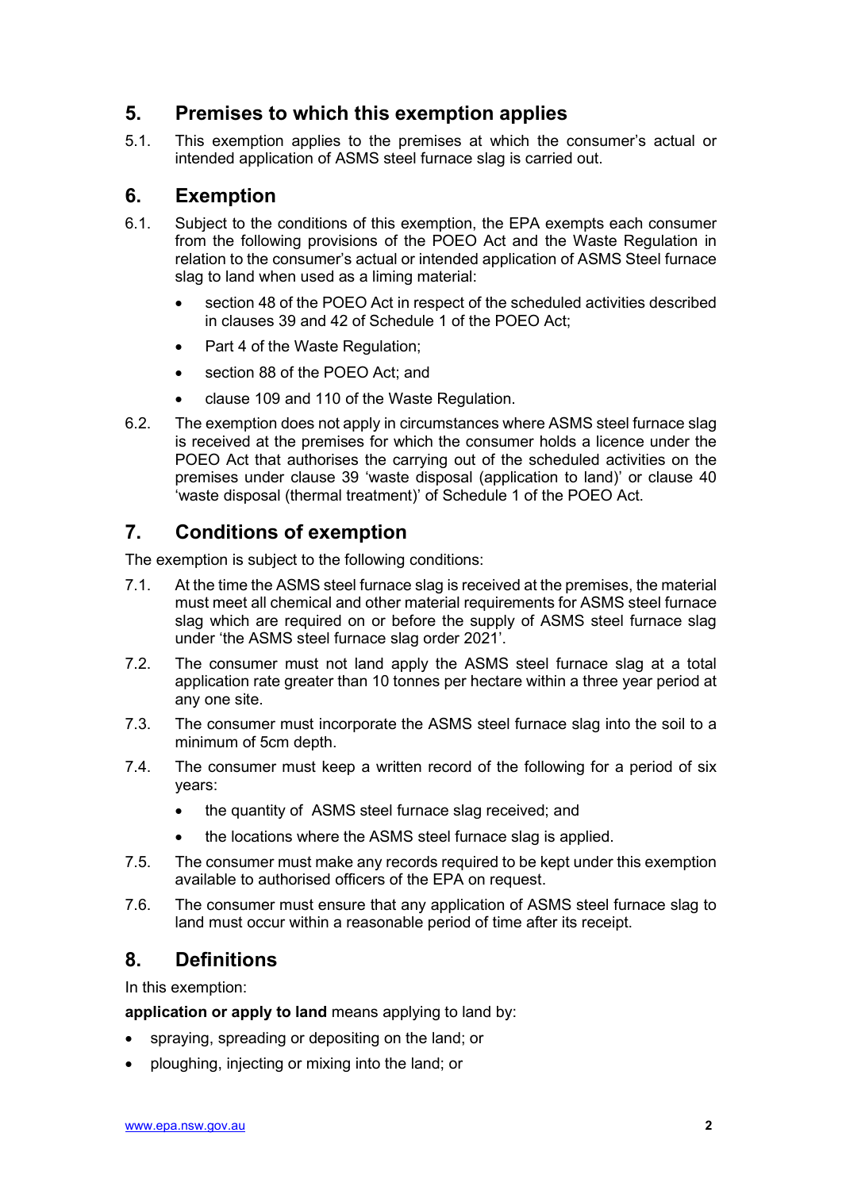## 5. Premises to which this exemption applies

5.1. This exemption applies to the premises at which the consumer's actual or intended application of ASMS steel furnace slag is carried out.

## 6. Exemption

6.1. Subject to the conditions of this exemption, the EPA exempts each consumer from the following provisions of the POEO Act and the Waste Regulation in relation to the consumer's actual or intended application of ASMS Steel furnace slag to land when used as a liming material:

- section 48 of the POEO Act in respect of the scheduled activities described in clauses 39 and 42 of Schedule 1 of the POEO Act;
- Part 4 of the Waste Regulation;
- section 88 of the POEO Act; and
- clause 109 and 110 of the Waste Regulation.

6.2. The exemption does not apply in circumstances where ASMS steel furnace slag is received at the premises for which the consumer holds a licence under the POEO Act that authorises the carrying out of the scheduled activities on the premises under clause 39 'waste disposal (application to land)' or clause 40 'waste disposal (thermal treatment)' of Schedule 1 of the POEO Act.

## 7. Conditions of exemption

The exemption is subject to the following conditions:

7.1. At the time the ASMS steel furnace slag is received at the premises, the material must meet all chemical and other material requirements for ASMS steel furnace slag which are required on or before the supply of ASMS steel furnace slag under 'the ASMS steel furnace slag order 2021'.

7.2. The consumer must not land apply the ASMS steel furnace slag at a total application rate greater than 10 tonnes per hectare within a three year period at any one site.

7.3. The consumer must incorporate the ASMS steel furnace slag into the soil to a minimum of 5cm depth.

7.4. The consumer must keep a written record of the following for a period of six years:

- the quantity of ASMS steel furnace slag received; and
- the locations where the ASMS steel furnace slag is applied.

7.5. The consumer must make any records required to be kept under this exemption available to authorised officers of the EPA on request.

7.6. The consumer must ensure that any application of ASMS steel furnace slag to land must occur within a reasonable period of time after its receipt.

## 8. Definitions

In this exemption:

**application or apply to land** means applying to land by:

- spraying, spreading or depositing on the land; or
- ploughing, injecting or mixing into the land; or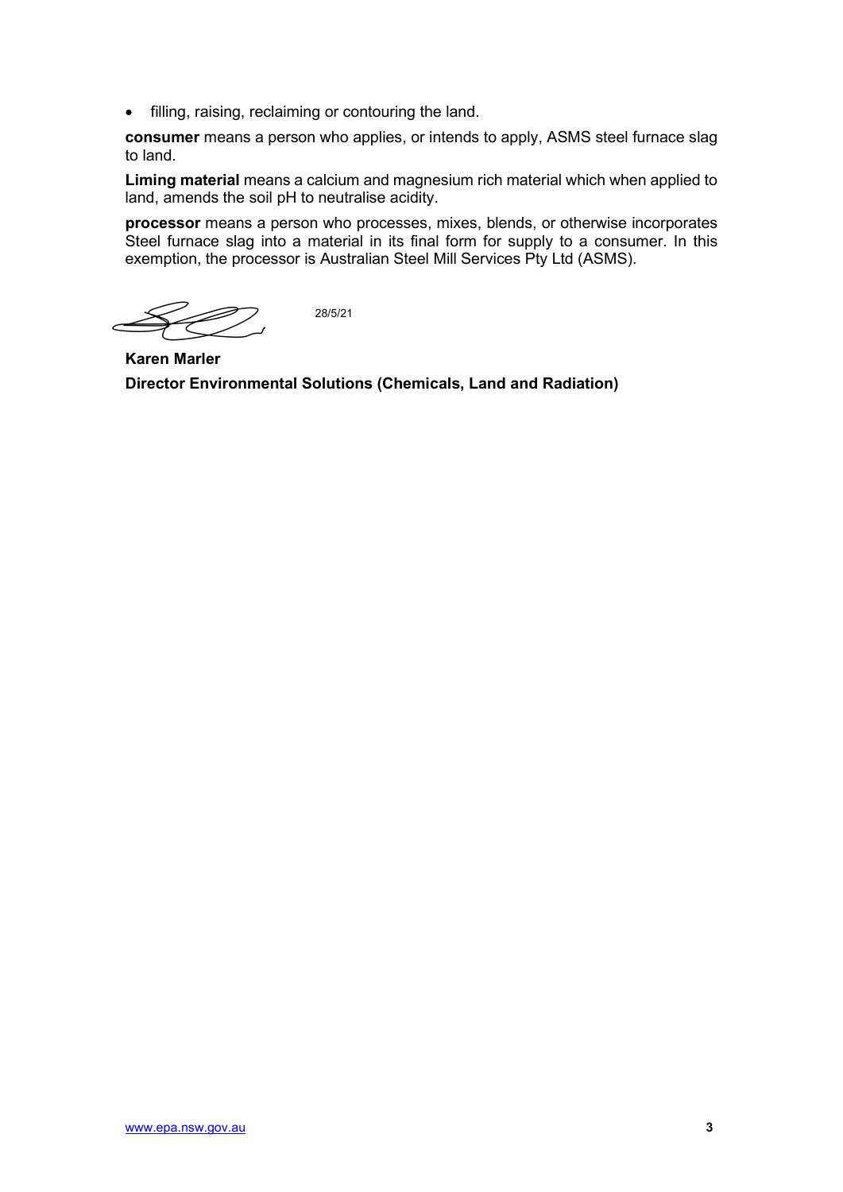- filling, raising, reclaiming or contouring the land.

**consumer** means a person who applies, or intends to apply, ASMS steel furnace slag to land.

**Liming material** means a calcium and magnesium rich material which when applied to land, amends the soil pH to neutralise acidity.

**processor** means a person who processes, mixes, blends, or otherwise incorporates Steel furnace slag into a material in its final form for supply to a consumer. In this exemption, the processor is Australian Steel Mill Services Pty Ltd (ASMS).

28/5/21

**Karen Marler**

**Director Environmental Solutions (Chemicals, Land and Radiation)**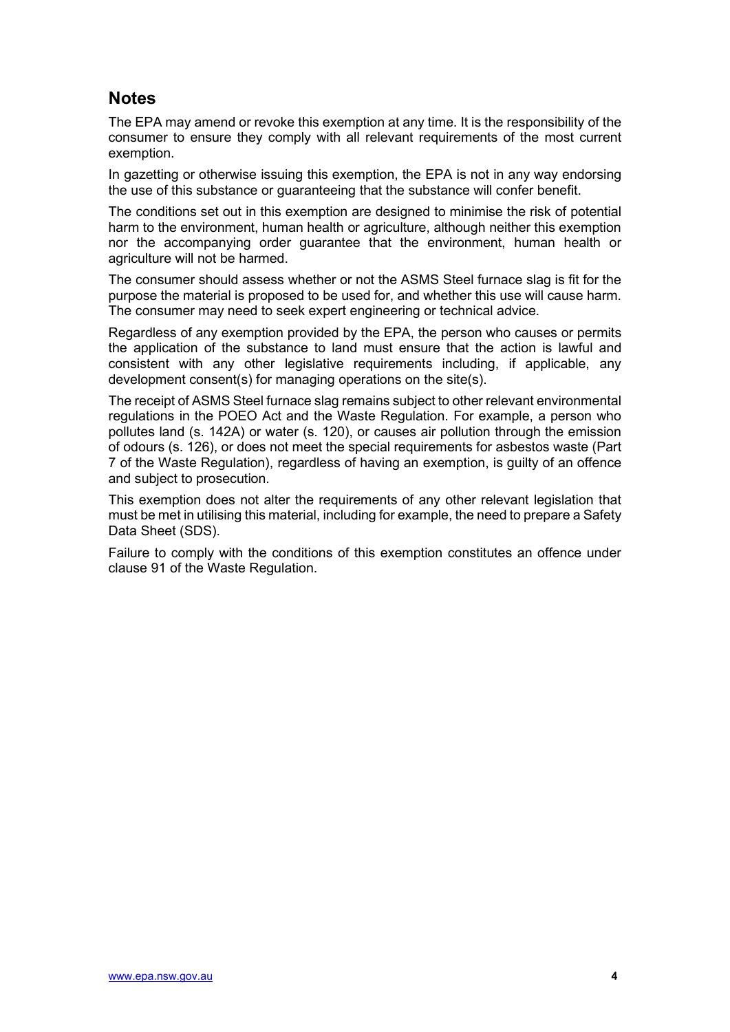## Notes

The EPA may amend or revoke this exemption at any time. It is the responsibility of the consumer to ensure they comply with all relevant requirements of the most current exemption.

In gazetting or otherwise issuing this exemption, the EPA is not in any way endorsing the use of this substance or guaranteeing that the substance will confer benefit.

The conditions set out in this exemption are designed to minimise the risk of potential harm to the environment, human health or agriculture, although neither this exemption nor the accompanying order guarantee that the environment, human health or agriculture will not be harmed.

The consumer should assess whether or not the ASMS Steel furnace slag is fit for the purpose the material is proposed to be used for, and whether this use will cause harm. The consumer may need to seek expert engineering or technical advice.

Regardless of any exemption provided by the EPA, the person who causes or permits the application of the substance to land must ensure that the action is lawful and consistent with any other legislative requirements including, if applicable, any development consent(s) for managing operations on the site(s).

The receipt of ASMS Steel furnace slag remains subject to other relevant environmental regulations in the POEO Act and the Waste Regulation. For example, a person who pollutes land (s. 142A) or water (s. 120), or causes air pollution through the emission of odours (s. 126), or does not meet the special requirements for asbestos waste (Part 7 of the Waste Regulation), regardless of having an exemption, is guilty of an offence and subject to prosecution.

This exemption does not alter the requirements of any other relevant legislation that must be met in utilising this material, including for example, the need to prepare a Safety Data Sheet (SDS).

Failure to comply with the conditions of this exemption constitutes an offence under clause 91 of the Waste Regulation.